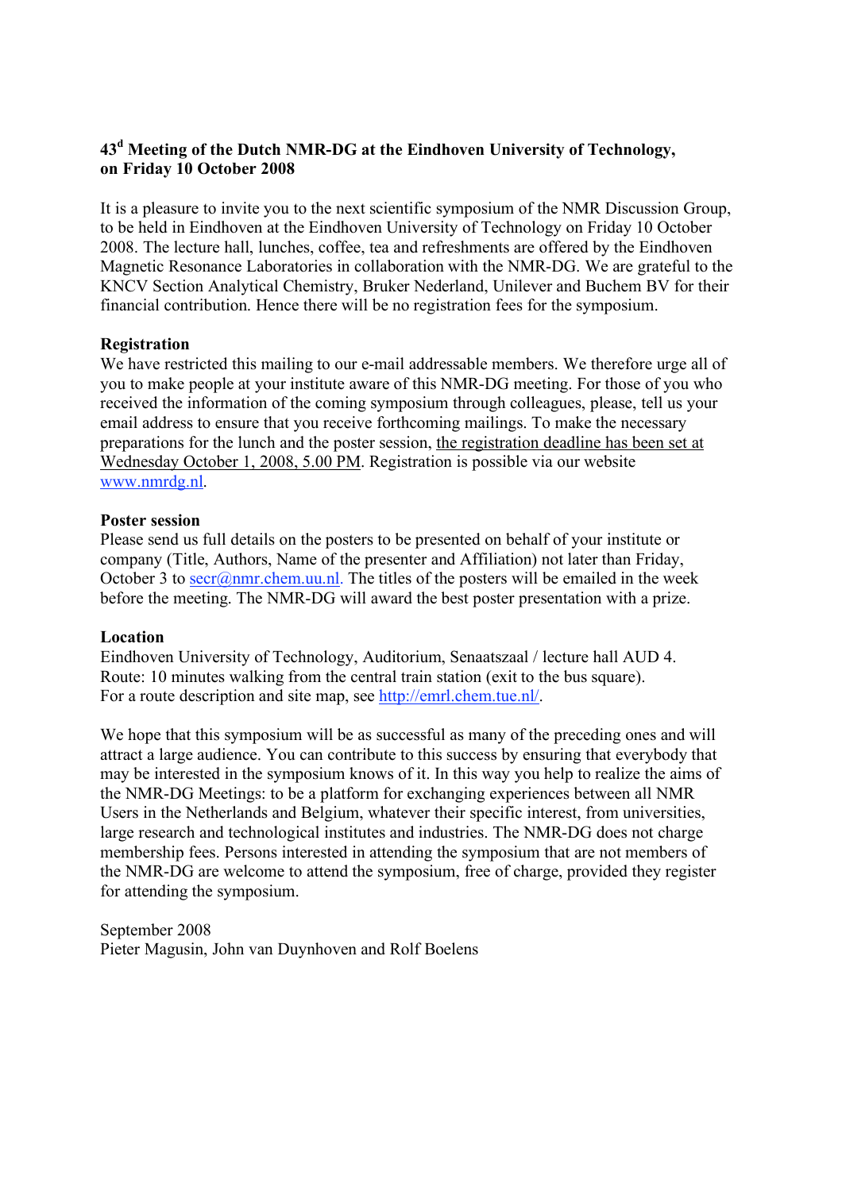**43[d] Meeting of the Dutch NMR-DG at the Eindhoven University of Technology, on Friday 10 October 2008**

It is a pleasure to invite you to the next scientific symposium of the NMR Discussion Group, to be held in Eindhoven at the Eindhoven University of Technology on Friday 10 October 2008. The lecture hall, lunches, coffee, tea and refreshments are offered by the Eindhoven Magnetic Resonance Laboratories in collaboration with the NMR-DG. We are grateful to the KNCV Section Analytical Chemistry, Bruker Nederland, Unilever and Buchem BV for their financial contribution. Hence there will be no registration fees for the symposium.

**Registration**

We have restricted this mailing to our e-mail addressable members. We therefore urge all of you to make people at your institute aware of this NMR-DG meeting. For those of you who received the information of the coming symposium through colleagues, please, tell us your email address to ensure that you receive forthcoming mailings. To make the necessary preparations for the lunch and the poster session, the registration deadline has been set at Wednesday October 1, 2008, 5.00 PM. Registration is possible via our website www.nmrdg.nl.

**Poster session**

Please send us full details on the posters to be presented on behalf of your institute or company (Title, Authors, Name of the presenter and Affiliation) not later than Friday, October 3 to secr@nmr.chem.uu.nl. The titles of the posters will be emailed in the week before the meeting. The NMR-DG will award the best poster presentation with a prize.

**Location**

Eindhoven University of Technology, Auditorium, Senaatszaal / lecture hall AUD 4.
Route: 10 minutes walking from the central train station (exit to the bus square).
For a route description and site map, see http://emrl.chem.tue.nl/.

We hope that this symposium will be as successful as many of the preceding ones and will attract a large audience. You can contribute to this success by ensuring that everybody that may be interested in the symposium knows of it. In this way you help to realize the aims of the NMR-DG Meetings: to be a platform for exchanging experiences between all NMR Users in the Netherlands and Belgium, whatever their specific interest, from universities, large research and technological institutes and industries. The NMR-DG does not charge membership fees. Persons interested in attending the symposium that are not members of the NMR-DG are welcome to attend the symposium, free of charge, provided they register for attending the symposium.

September 2008
Pieter Magusin, John van Duynhoven and Rolf Boelens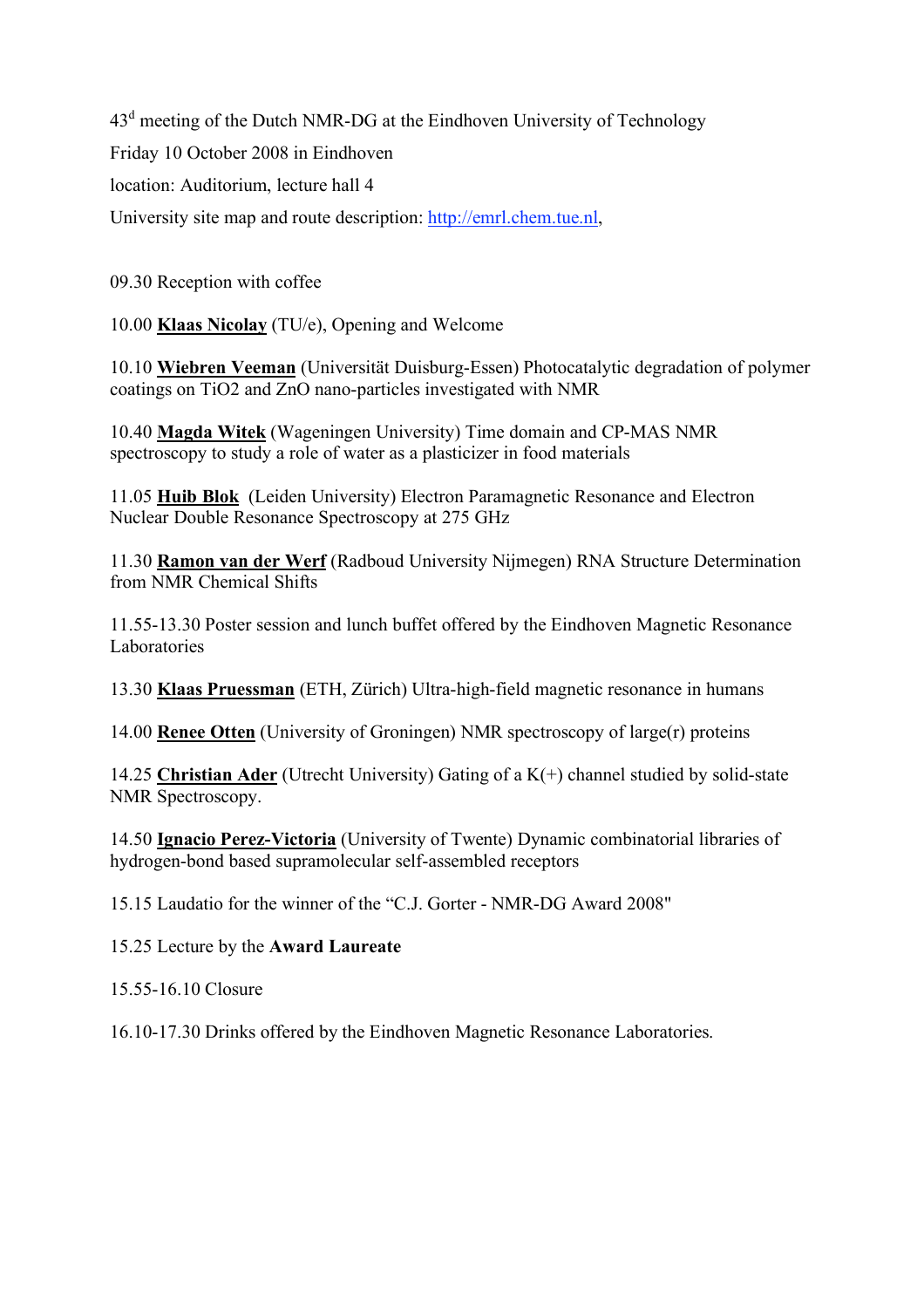43[d] meeting of the Dutch NMR-DG at the Eindhoven University of Technology

Friday 10 October 2008 in Eindhoven

location: Auditorium, lecture hall 4

University site map and route description: http://emrl.chem.tue.nl,

09.30 Reception with coffee

10.00 **Klaas Nicolay** (TU/e), Opening and Welcome

10.10 **Wiebren Veeman** (Universität Duisburg-Essen) Photocatalytic degradation of polymer coatings on $TiO_2$ and ZnO nano-particles investigated with NMR

10.40 **Magda Witek** (Wageningen University) Time domain and CP-MAS NMR spectroscopy to study a role of water as a plasticizer in food materials

11.05 **Huib Blok** (Leiden University) Electron Paramagnetic Resonance and Electron Nuclear Double Resonance Spectroscopy at 275 GHz

11.30 **Ramon van der Werf** (Radboud University Nijmegen) RNA Structure Determination from NMR Chemical Shifts

11.55-13.30 Poster session and lunch buffet offered by the Eindhoven Magnetic Resonance Laboratories

13.30 **Klaas Pruessman** (ETH, Zürich) Ultra-high-field magnetic resonance in humans

14.00 **Renee Otten** (University of Groningen) NMR spectroscopy of large(r) proteins

14.25 **Christian Ader** (Utrecht University) Gating of a $K^{(+)}$ channel studied by solid-state NMR Spectroscopy.

14.50 **Ignacio Perez-Victoria** (University of Twente) Dynamic combinatorial libraries of hydrogen-bond based supramolecular self-assembled receptors

15.15 Laudatio for the winner of the "C.J. Gorter - NMR-DG Award 2008"

15.25 Lecture by the **Award Laureate**

15.55-16.10 Closure

16.10-17.30 Drinks offered by the Eindhoven Magnetic Resonance Laboratories.